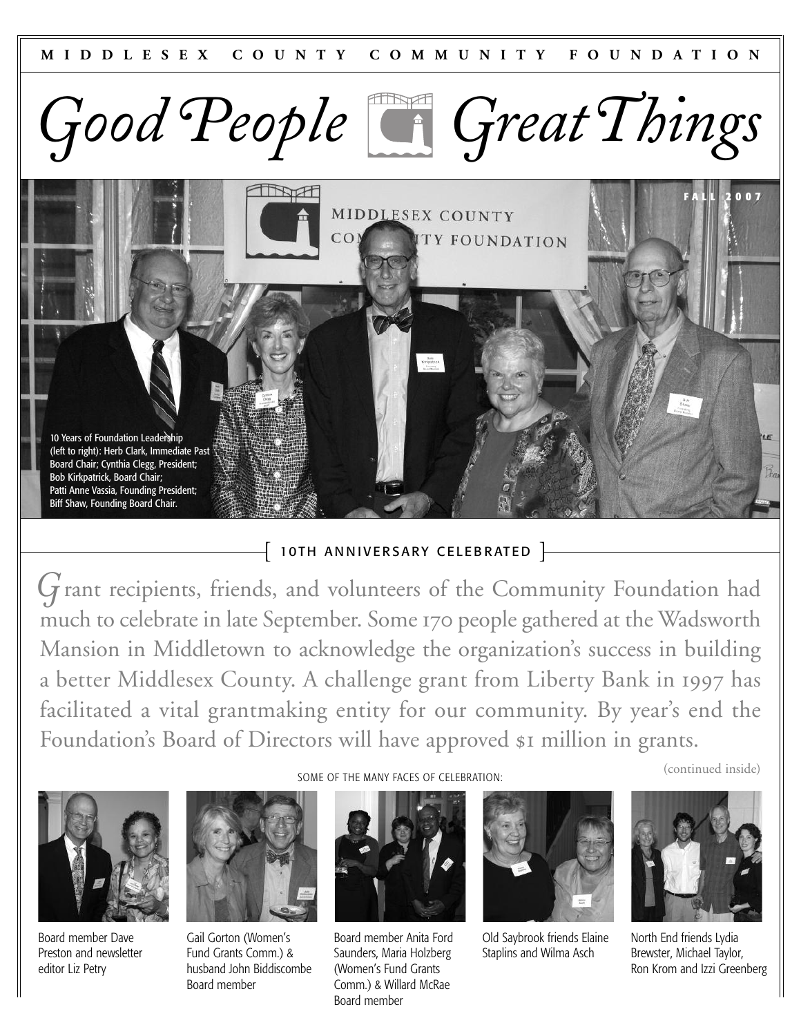MIDDLESEX COUNTY COMMUNITY FOUNDATION

# Good People Great Things

FALL 2007

10 Years of Foundation Leadership (left to right): Herb Clark, Immediate Past Board Chair; Cynthia Clegg, President; Bob Kirkpatrick, Board Chair; Patti Anne Vassia, Founding President; Biff Shaw, Founding Board Chair.

## 10TH ANNIVERSARY CELEBRATED

Grant recipients, friends, and volunteers of the Community Foundation had much to celebrate in late September. Some 170 people gathered at the Wadsworth Mansion in Middletown to acknowledge the organization's success in building a better Middlesex County. A challenge grant from Liberty Bank in 1997 has facilitated a vital grantmaking entity for our community. By year's end the Foundation's Board of Directors will have approved $1 million in grants.

(continued inside)

SOME OF THE MANY FACES OF CELEBRATION:

Board member Dave Preston and newsletter editor Liz Petry

Gail Gorton (Women's Fund Grants Comm.) & husband John Biddiscombe Board member

Board member Anita Ford Saunders, Maria Holzberg (Women's Fund Grants Comm.) & Willard McRae Board member

Old Saybrook friends Elaine Staplins and Wilma Asch

North End friends Lydia Brewster, Michael Taylor, Ron Krom and Izzi Greenberg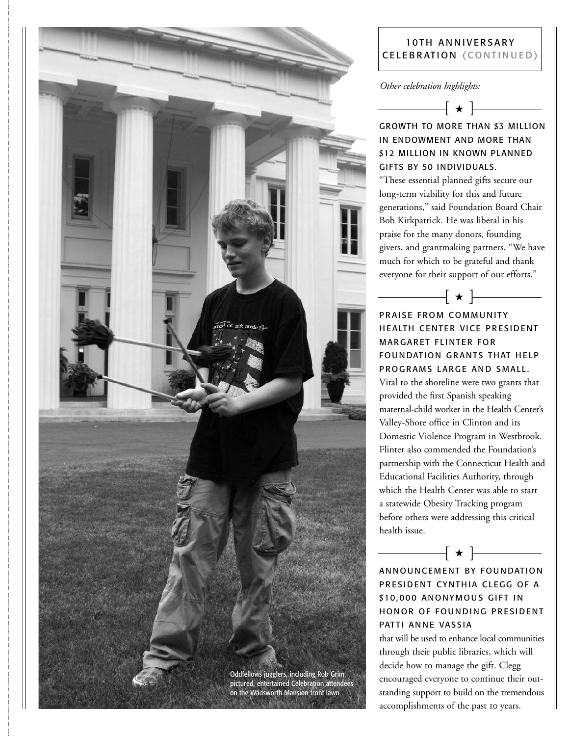Oddfellows jugglers, including Rob Grim pictured, entertained Celebration attendees on the Wadsworth Mansion front lawn.

## 10TH ANNIVERSARY CELEBRATION (CONTINUED)

*Other celebration highlights:*

[ ★ ]

### GROWTH TO MORE THAN $3 MILLION IN ENDOWMENT AND MORE THAN $12 MILLION IN KNOWN PLANNED GIFTS BY 50 INDIVIDUALS.

"These essential planned gifts secure our long-term viability for this and future generations," said Foundation Board Chair Bob Kirkpatrick. He was liberal in his praise for the many donors, founding givers, and grantmaking partners. "We have much for which to be grateful and thank everyone for their support of our efforts."

[ ★ ]

### PRAISE FROM COMMUNITY HEALTH CENTER VICE PRESIDENT MARGARET FLINTER FOR FOUNDATION GRANTS THAT HELP PROGRAMS LARGE AND SMALL.

Vital to the shoreline were two grants that provided the first Spanish speaking maternal-child worker in the Health Center's Valley-Shore office in Clinton and its Domestic Violence Program in Westbrook. Flinter also commended the Foundation's partnership with the Connecticut Health and Educational Facilities Authority, through which the Health Center was able to start a statewide Obesity Tracking program before others were addressing this critical health issue.

[ ★ ]

### ANNOUNCEMENT BY FOUNDATION PRESIDENT CYNTHIA CLEGG OF A $10,000 ANONYMOUS GIFT IN HONOR OF FOUNDING PRESIDENT PATTI ANNE VASSIA

that will be used to enhance local communities through their public libraries, which will decide how to manage the gift. Clegg encouraged everyone to continue their outstanding support to build on the tremendous accomplishments of the past 10 years.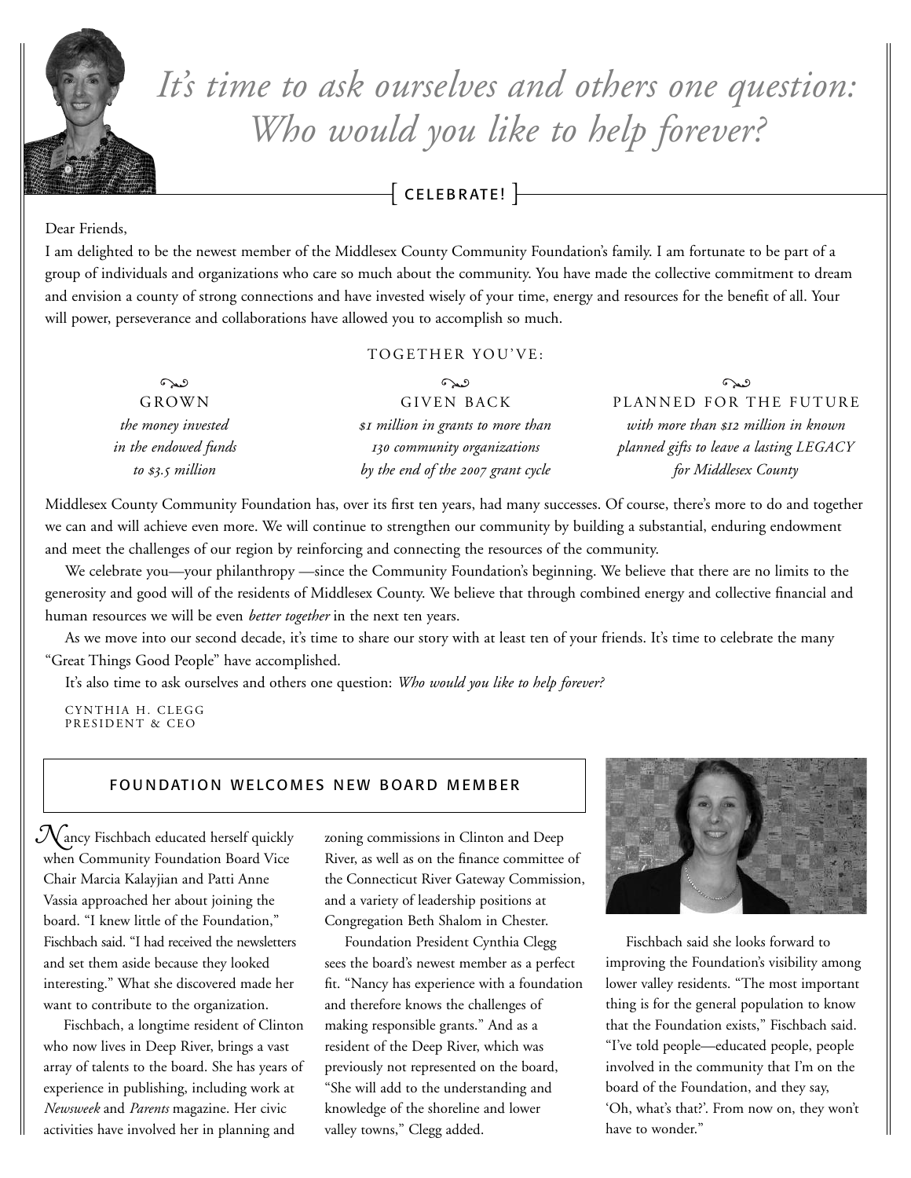# *It's time to ask ourselves and others one question: Who would you like to help forever?*

[ CELEBRATE! ]

Dear Friends,

I am delighted to be the newest member of the Middlesex County Community Foundation's family. I am fortunate to be part of a group of individuals and organizations who care so much about the community. You have made the collective commitment to dream and envision a county of strong connections and have invested wisely of your time, energy and resources for the benefit of all. Your will power, perseverance and collaborations have allowed you to accomplish so much.

TOGETHER YOU'VE:

GROWN
*the money invested in the endowed funds to $3.5 million*

GIVEN BACK
*$1 million in grants to more than 130 community organizations by the end of the 2007 grant cycle*

PLANNED FOR THE FUTURE
*with more than $12 million in known planned gifts to leave a lasting LEGACY for Middlesex County*

Middlesex County Community Foundation has, over its first ten years, had many successes. Of course, there's more to do and together we can and will achieve even more. We will continue to strengthen our community by building a substantial, enduring endowment and meet the challenges of our region by reinforcing and connecting the resources of the community.

We celebrate you—your philanthropy —since the Community Foundation's beginning. We believe that there are no limits to the generosity and good will of the residents of Middlesex County. We believe that through combined energy and collective financial and human resources we will be even *better together* in the next ten years.

As we move into our second decade, it's time to share our story with at least ten of your friends. It's time to celebrate the many "Great Things Good People" have accomplished.

It's also time to ask ourselves and others one question: *Who would you like to help forever?*

CYNTHIA H. CLEGG
PRESIDENT & CEO

## FOUNDATION WELCOMES NEW BOARD MEMBER

Nancy Fischbach educated herself quickly when Community Foundation Board Vice Chair Marcia Kalayjian and Patti Anne Vassia approached her about joining the board. "I knew little of the Foundation," Fischbach said. "I had received the newsletters and set them aside because they looked interesting." What she discovered made her want to contribute to the organization.

Fischbach, a longtime resident of Clinton who now lives in Deep River, brings a vast array of talents to the board. She has years of experience in publishing, including work at *Newsweek* and *Parents* magazine. Her civic activities have involved her in planning and zoning commissions in Clinton and Deep River, as well as on the finance committee of the Connecticut River Gateway Commission, and a variety of leadership positions at Congregation Beth Shalom in Chester.

Foundation President Cynthia Clegg sees the board's newest member as a perfect fit. "Nancy has experience with a foundation and therefore knows the challenges of making responsible grants." And as a resident of the Deep River, which was previously not represented on the board, "She will add to the understanding and knowledge of the shoreline and lower valley towns," Clegg added.

Fischbach said she looks forward to improving the Foundation's visibility among lower valley residents. "The most important thing is for the general population to know that the Foundation exists," Fischbach said. "I've told people—educated people, people involved in the community that I'm on the board of the Foundation, and they say, 'Oh, what's that?'. From now on, they won't have to wonder."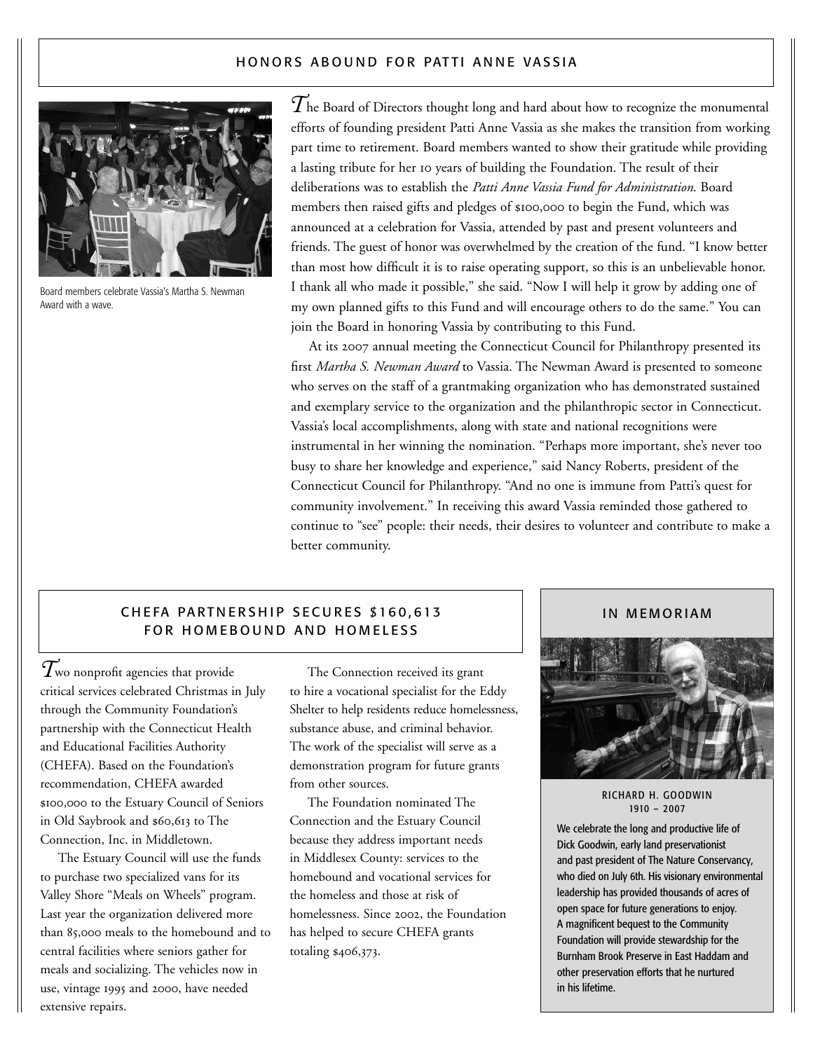## HONORS ABOUND FOR PATTI ANNE VASSIA

Board members celebrate Vassia's Martha S. Newman Award with a wave.

The Board of Directors thought long and hard about how to recognize the monumental efforts of founding president Patti Anne Vassia as she makes the transition from working part time to retirement. Board members wanted to show their gratitude while providing a lasting tribute for her 10 years of building the Foundation. The result of their deliberations was to establish the *Patti Anne Vassia Fund for Administration*. Board members then raised gifts and pledges of $100,000 to begin the Fund, which was announced at a celebration for Vassia, attended by past and present volunteers and friends. The guest of honor was overwhelmed by the creation of the fund. "I know better than most how difficult it is to raise operating support, so this is an unbelievable honor. I thank all who made it possible," she said. "Now I will help it grow by adding one of my own planned gifts to this Fund and will encourage others to do the same." You can join the Board in honoring Vassia by contributing to this Fund.

At its 2007 annual meeting the Connecticut Council for Philanthropy presented its first *Martha S. Newman Award* to Vassia. The Newman Award is presented to someone who serves on the staff of a grantmaking organization who has demonstrated sustained and exemplary service to the organization and the philanthropic sector in Connecticut. Vassia's local accomplishments, along with state and national recognitions were instrumental in her winning the nomination. "Perhaps more important, she's never too busy to share her knowledge and experience," said Nancy Roberts, president of the Connecticut Council for Philanthropy. "And no one is immune from Patti's quest for community involvement." In receiving this award Vassia reminded those gathered to continue to "see" people: their needs, their desires to volunteer and contribute to make a better community.

## CHEFA PARTNERSHIP SECURES $160,613 FOR HOMEBOUND AND HOMELESS

Two nonprofit agencies that provide critical services celebrated Christmas in July through the Community Foundation's partnership with the Connecticut Health and Educational Facilities Authority (CHEFA). Based on the Foundation's recommendation, CHEFA awarded $100,000 to the Estuary Council of Seniors in Old Saybrook and $60,613 to The Connection, Inc. in Middletown.

The Estuary Council will use the funds to purchase two specialized vans for its Valley Shore "Meals on Wheels" program. Last year the organization delivered more than 85,000 meals to the homebound and to central facilities where seniors gather for meals and socializing. The vehicles now in use, vintage 1995 and 2000, have needed extensive repairs.

The Connection received its grant to hire a vocational specialist for the Eddy Shelter to help residents reduce homelessness, substance abuse, and criminal behavior. The work of the specialist will serve as a demonstration program for future grants from other sources.

The Foundation nominated The Connection and the Estuary Council because they address important needs in Middlesex County: services to the homebound and vocational services for the homeless and those at risk of homelessness. Since 2002, the Foundation has helped to secure CHEFA grants totaling $406,373.

## IN MEMORIAM

RICHARD H. GOODWIN
1910 – 2007

We celebrate the long and productive life of Dick Goodwin, early land preservationist and past president of The Nature Conservancy, who died on July 6th. His visionary environmental leadership has provided thousands of acres of open space for future generations to enjoy. A magnificent bequest to the Community Foundation will provide stewardship for the Burnham Brook Preserve in East Haddam and other preservation efforts that he nurtured in his lifetime.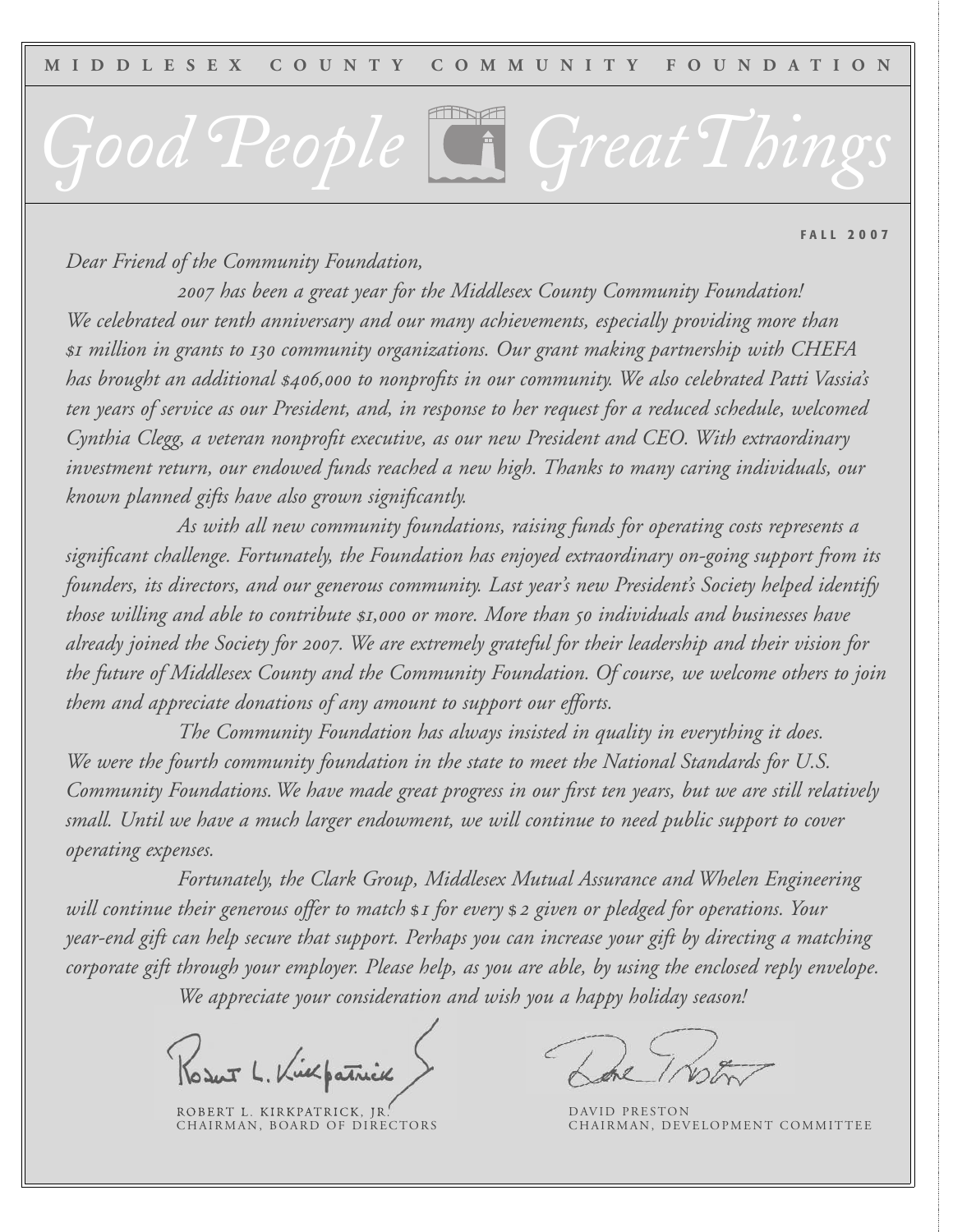MIDDLESEX COUNTY COMMUNITY FOUNDATION

# *Good People Great Things*

**FALL 2007**

*Dear Friend of the Community Foundation,*

*2007 has been a great year for the Middlesex County Community Foundation! We celebrated our tenth anniversary and our many achievements, especially providing more than $1 million in grants to 130 community organizations. Our grant making partnership with CHEFA has brought an additional $406,000 to nonprofits in our community. We also celebrated Patti Vassia's ten years of service as our President, and, in response to her request for a reduced schedule, welcomed Cynthia Clegg, a veteran nonprofit executive, as our new President and CEO. With extraordinary investment return, our endowed funds reached a new high. Thanks to many caring individuals, our known planned gifts have also grown significantly.*

*As with all new community foundations, raising funds for operating costs represents a significant challenge. Fortunately, the Foundation has enjoyed extraordinary on-going support from its founders, its directors, and our generous community. Last year's new President's Society helped identify those willing and able to contribute $1,000 or more. More than 50 individuals and businesses have already joined the Society for 2007. We are extremely grateful for their leadership and their vision for the future of Middlesex County and the Community Foundation. Of course, we welcome others to join them and appreciate donations of any amount to support our efforts.*

*The Community Foundation has always insisted in quality in everything it does. We were the fourth community foundation in the state to meet the National Standards for U.S. Community Foundations. We have made great progress in our first ten years, but we are still relatively small. Until we have a much larger endowment, we will continue to need public support to cover operating expenses.*

*Fortunately, the Clark Group, Middlesex Mutual Assurance and Whelen Engineering will continue their generous offer to match $1 for every $2 given or pledged for operations. Your year-end gift can help secure that support. Perhaps you can increase your gift by directing a matching corporate gift through your employer. Please help, as you are able, by using the enclosed reply envelope.*

*We appreciate your consideration and wish you a happy holiday season!*

ROBERT L. KIRKPATRICK, JR.
CHAIRMAN, BOARD OF DIRECTORS

DAVID PRESTON
CHAIRMAN, DEVELOPMENT COMMITTEE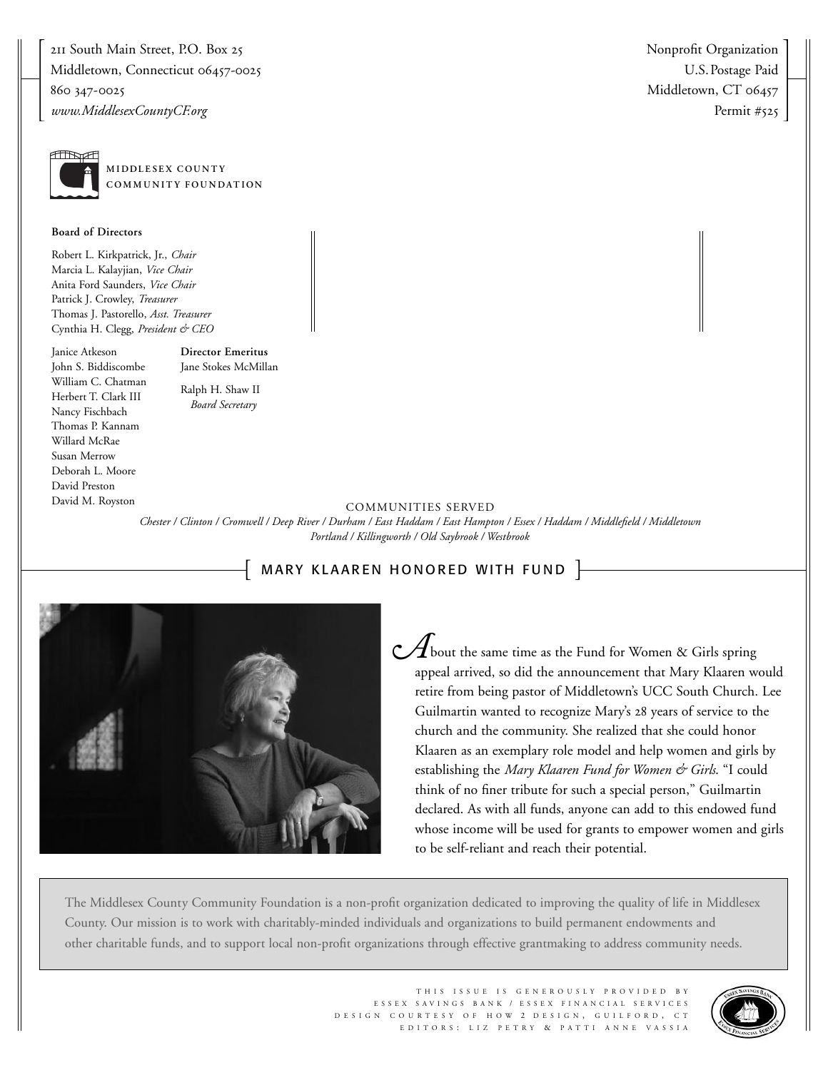211 South Main Street, P.O. Box 25
Middletown, Connecticut 06457-0025
860 347-0025
*www.MiddlesexCountyCF.org*

Nonprofit Organization
U.S. Postage Paid
Middletown, CT 06457
Permit #525

MIDDLESEX COUNTY
COMMUNITY FOUNDATION

**Board of Directors**

Robert L. Kirkpatrick, Jr., *Chair*
Marcia L. Kalayjian, *Vice Chair*
Anita Ford Saunders, *Vice Chair*
Patrick J. Crowley, *Treasurer*
Thomas J. Pastorello, *Asst. Treasurer*
Cynthia H. Clegg, *President & CEO*

Janice Atkeson
John S. Biddiscombe
William C. Chatman
Herbert T. Clark III
Nancy Fischbach
Thomas P. Kannam
Willard McRae
Susan Merrow
Deborah L. Moore
David Preston
David M. Royston

**Director Emeritus**
Jane Stokes McMillan

Ralph H. Shaw II
*Board Secretary*

COMMUNITIES SERVED

*Chester / Clinton / Cromwell / Deep River / Durham / East Haddam / East Hampton / Essex / Haddam / Middlefield / Middletown Portland / Killingworth / Old Saybrook / Westbrook*

## MARY KLAAREN HONORED WITH FUND

About the same time as the Fund for Women & Girls spring appeal arrived, so did the announcement that Mary Klaaren would retire from being pastor of Middletown's UCC South Church. Lee Guilmartin wanted to recognize Mary's 28 years of service to the church and the community. She realized that she could honor Klaaren as an exemplary role model and help women and girls by establishing the *Mary Klaaren Fund for Women & Girls*. "I could think of no finer tribute for such a special person," Guilmartin declared. As with all funds, anyone can add to this endowed fund whose income will be used for grants to empower women and girls to be self-reliant and reach their potential.

The Middlesex County Community Foundation is a non-profit organization dedicated to improving the quality of life in Middlesex County. Our mission is to work with charitably-minded individuals and organizations to build permanent endowments and other charitable funds, and to support local non-profit organizations through effective grantmaking to address community needs.

THIS ISSUE IS GENEROUSLY PROVIDED BY
ESSEX SAVINGS BANK / ESSEX FINANCIAL SERVICES
DESIGN COURTESY OF HOW 2 DESIGN, GUILFORD, CT
EDITORS: LIZ PETRY & PATTI ANNE VASSIA